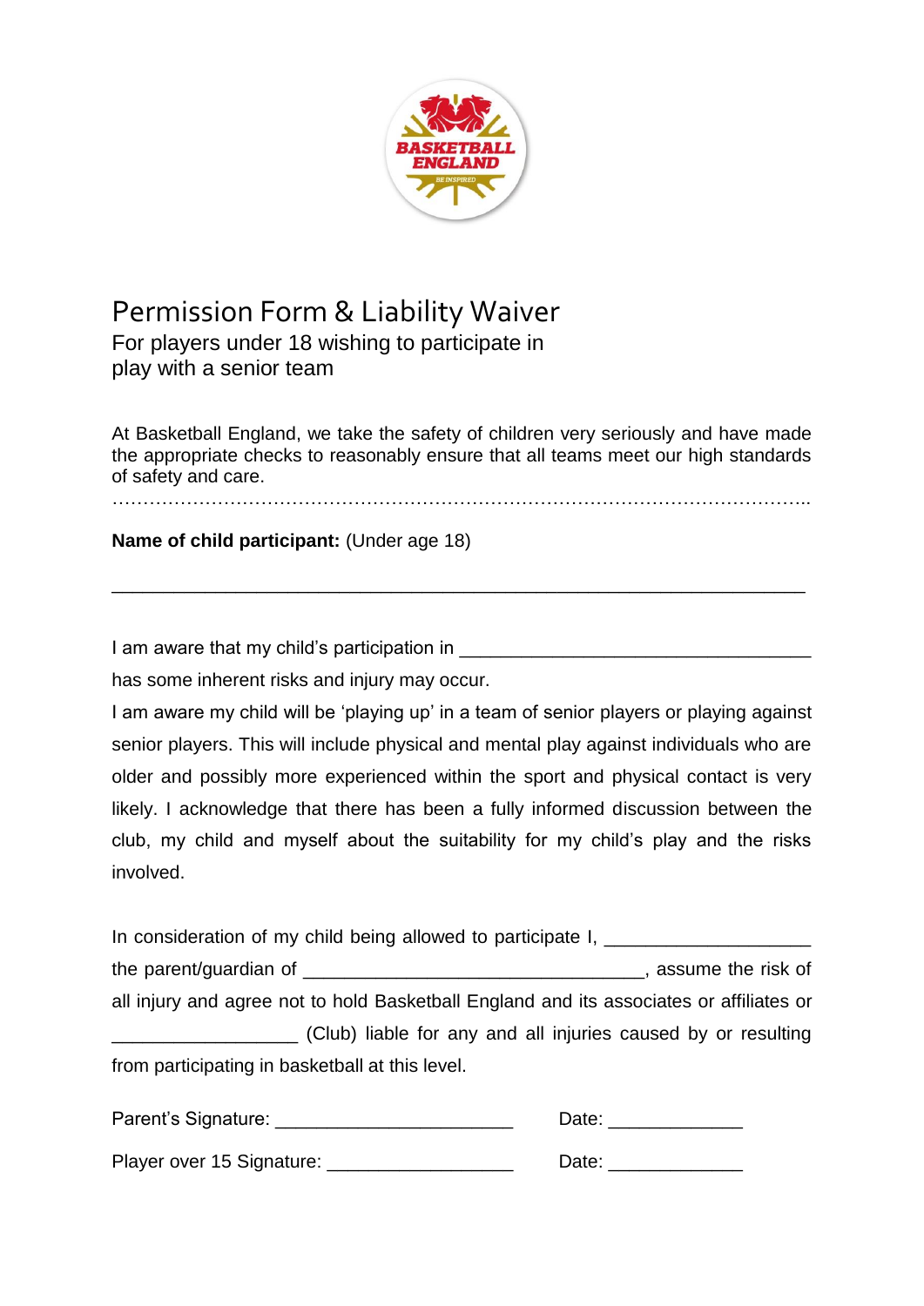# Permission Form & Liability Waiver

For players under 18 wishing to participate in play with a senior team

At Basketball England, we take the safety of children very seriously and have made the appropriate checks to reasonably ensure that all teams meet our high standards of safety and care.

……………………………………………………………………………………………………..

**Name of child participant:** (Under age 18)

_______________________________________________________________

I am aware that my child's participation in ________________________________

has some inherent risks and injury may occur.

I am aware my child will be 'playing up' in a team of senior players or playing against senior players. This will include physical and mental play against individuals who are older and possibly more experienced within the sport and physical contact is very likely. I acknowledge that there has been a fully informed discussion between the club, my child and myself about the suitability for my child's play and the risks involved.

In consideration of my child being allowed to participate I, ___________________ the parent/guardian of _______________________________, assume the risk of all injury and agree not to hold Basketball England and its associates or affiliates or __________________ (Club) liable for any and all injuries caused by or resulting from participating in basketball at this level.

Parent's Signature: ______________________ Date: _____________

Player over 15 Signature: __________________ Date: _____________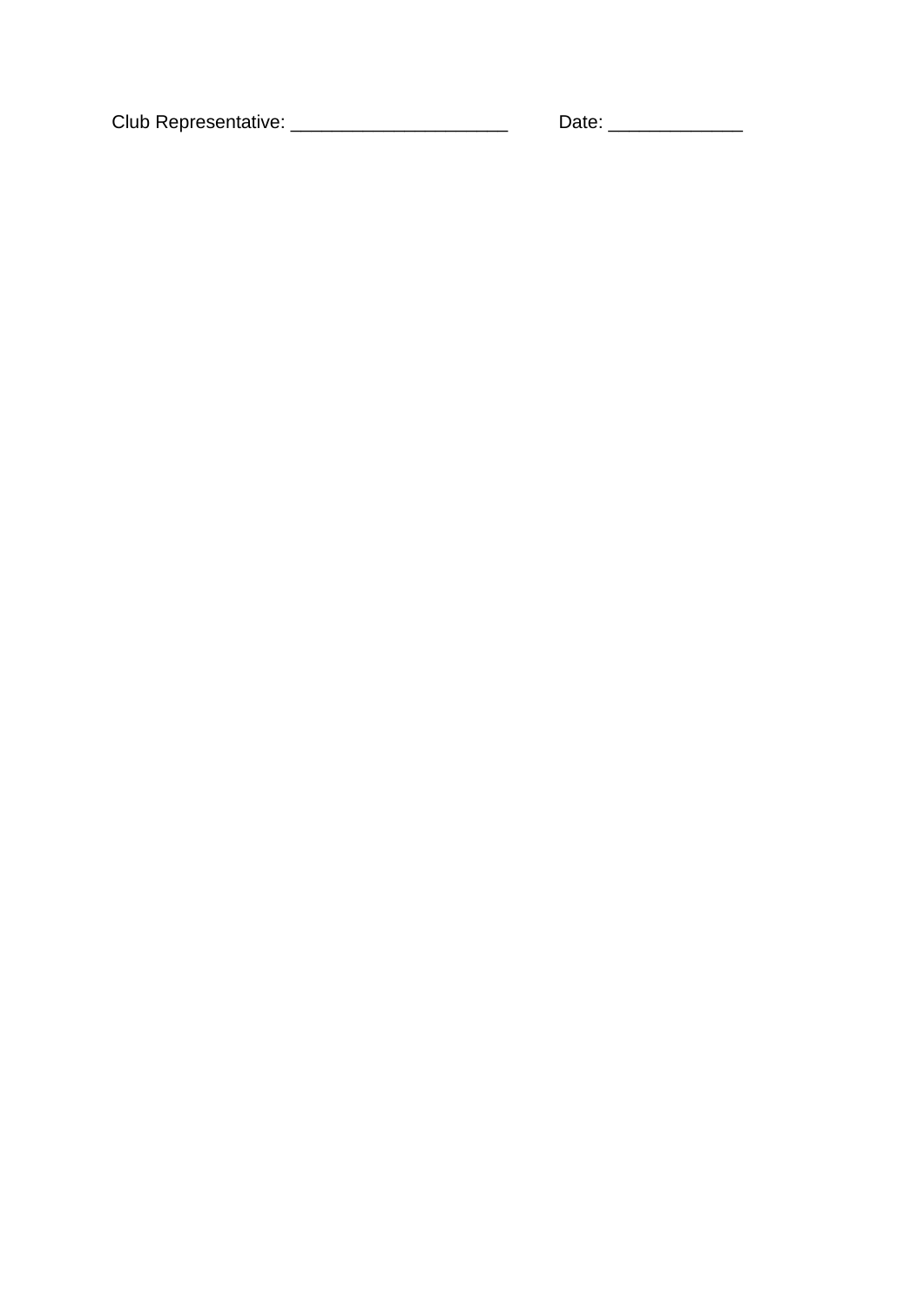Club Representative: _____________________ Date: _____________